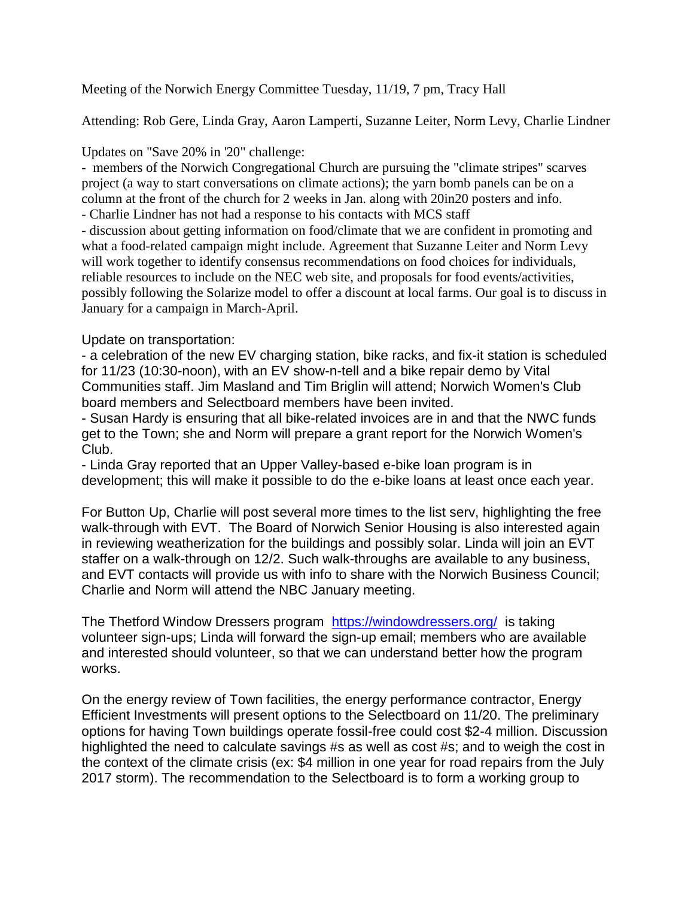Meeting of the Norwich Energy Committee Tuesday, 11/19, 7 pm, Tracy Hall

Attending: Rob Gere, Linda Gray, Aaron Lamperti, Suzanne Leiter, Norm Levy, Charlie Lindner

Updates on "Save 20% in '20" challenge:

- members of the Norwich Congregational Church are pursuing the "climate stripes" scarves project (a way to start conversations on climate actions); the yarn bomb panels can be on a column at the front of the church for 2 weeks in Jan. along with 20in20 posters and info.
- Charlie Lindner has not had a response to his contacts with MCS staff
- discussion about getting information on food/climate that we are confident in promoting and what a food-related campaign might include. Agreement that Suzanne Leiter and Norm Levy will work together to identify consensus recommendations on food choices for individuals, reliable resources to include on the NEC web site, and proposals for food events/activities, possibly following the Solarize model to offer a discount at local farms. Our goal is to discuss in January for a campaign in March-April.

Update on transportation:

- a celebration of the new EV charging station, bike racks, and fix-it station is scheduled for 11/23 (10:30-noon), with an EV show-n-tell and a bike repair demo by Vital Communities staff. Jim Masland and Tim Briglin will attend; Norwich Women's Club board members and Selectboard members have been invited.
- Susan Hardy is ensuring that all bike-related invoices are in and that the NWC funds get to the Town; she and Norm will prepare a grant report for the Norwich Women's Club.
- Linda Gray reported that an Upper Valley-based e-bike loan program is in development; this will make it possible to do the e-bike loans at least once each year.

For Button Up, Charlie will post several more times to the list serv, highlighting the free walk-through with EVT. The Board of Norwich Senior Housing is also interested again in reviewing weatherization for the buildings and possibly solar. Linda will join an EVT staffer on a walk-through on 12/2. Such walk-throughs are available to any business, and EVT contacts will provide us with info to share with the Norwich Business Council; Charlie and Norm will attend the NBC January meeting.

The Thetford Window Dressers program https://windowdressers.org/ is taking volunteer sign-ups; Linda will forward the sign-up email; members who are available and interested should volunteer, so that we can understand better how the program works.

On the energy review of Town facilities, the energy performance contractor, Energy Efficient Investments will present options to the Selectboard on 11/20. The preliminary options for having Town buildings operate fossil-free could cost $2-4 million. Discussion highlighted the need to calculate savings #s as well as cost #s; and to weigh the cost in the context of the climate crisis (ex: $4 million in one year for road repairs from the July 2017 storm). The recommendation to the Selectboard is to form a working group to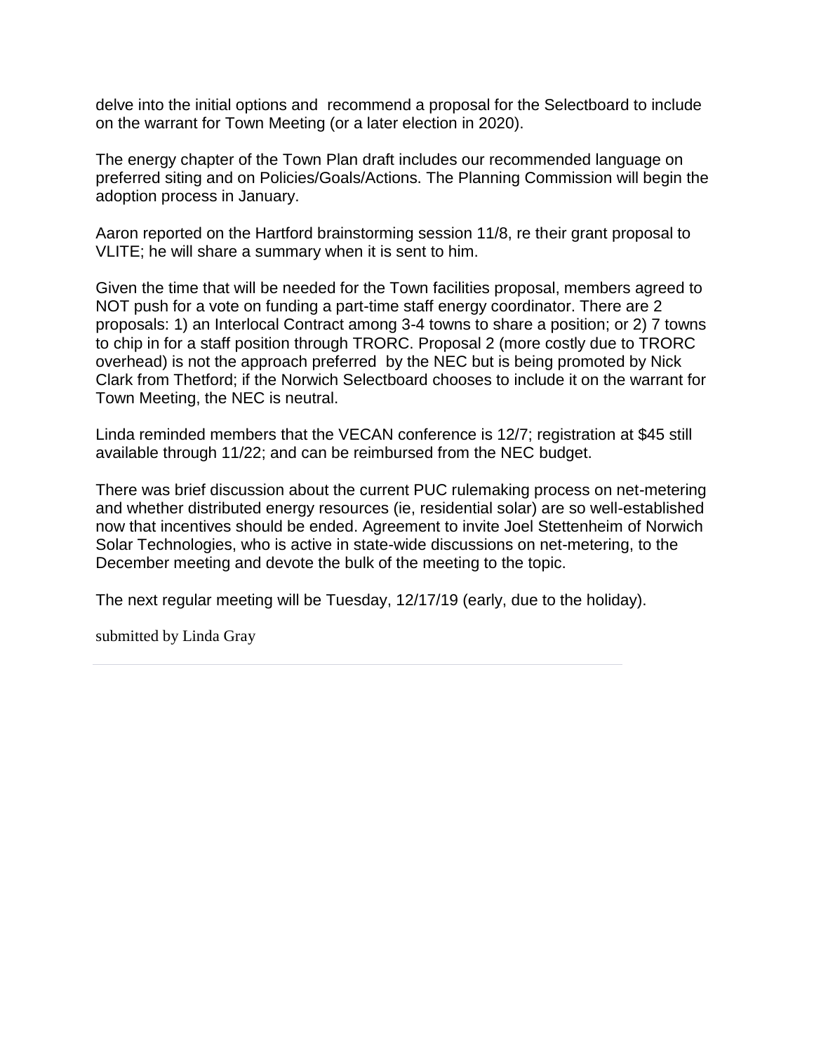delve into the initial options and recommend a proposal for the Selectboard to include on the warrant for Town Meeting (or a later election in 2020).

The energy chapter of the Town Plan draft includes our recommended language on preferred siting and on Policies/Goals/Actions. The Planning Commission will begin the adoption process in January.

Aaron reported on the Hartford brainstorming session 11/8, re their grant proposal to VLITE; he will share a summary when it is sent to him.

Given the time that will be needed for the Town facilities proposal, members agreed to NOT push for a vote on funding a part-time staff energy coordinator. There are 2 proposals: 1) an Interlocal Contract among 3-4 towns to share a position; or 2) 7 towns to chip in for a staff position through TRORC. Proposal 2 (more costly due to TRORC overhead) is not the approach preferred by the NEC but is being promoted by Nick Clark from Thetford; if the Norwich Selectboard chooses to include it on the warrant for Town Meeting, the NEC is neutral.

Linda reminded members that the VECAN conference is 12/7; registration at $45 still available through 11/22; and can be reimbursed from the NEC budget.

There was brief discussion about the current PUC rulemaking process on net-metering and whether distributed energy resources (ie, residential solar) are so well-established now that incentives should be ended. Agreement to invite Joel Stettenheim of Norwich Solar Technologies, who is active in state-wide discussions on net-metering, to the December meeting and devote the bulk of the meeting to the topic.

The next regular meeting will be Tuesday, 12/17/19 (early, due to the holiday).

submitted by Linda Gray